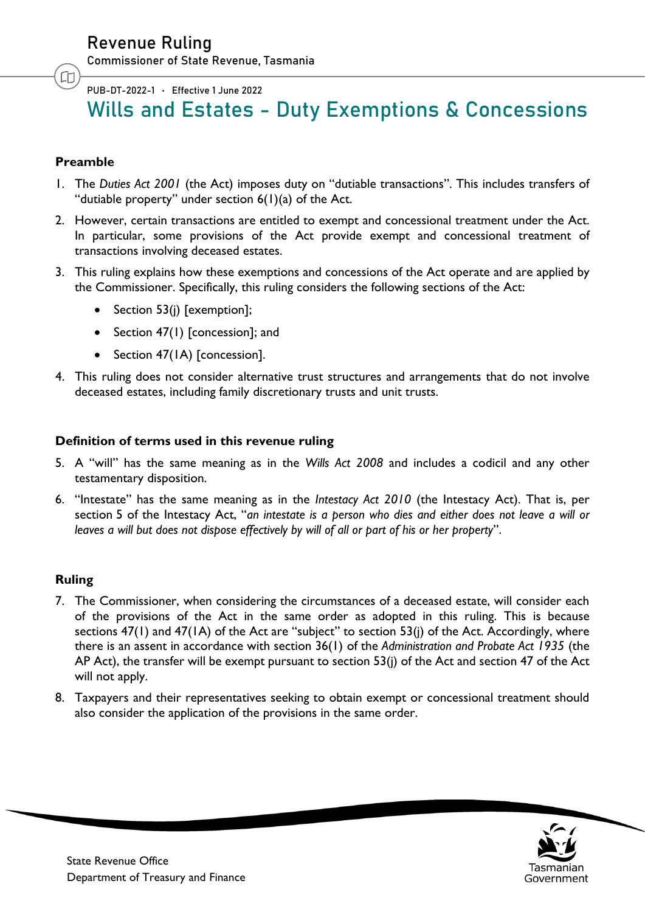# Revenue Ruling

Commissioner of State Revenue, Tasmania

PUB-DT-2022-1 · Effective 1 June 2022

## Wills and Estates - Duty Exemptions & Concessions

### Preamble

1. The *Duties Act 2001* (the Act) imposes duty on "dutiable transactions". This includes transfers of "dutiable property" under section 6(1)(a) of the Act.
2. However, certain transactions are entitled to exempt and concessional treatment under the Act. In particular, some provisions of the Act provide exempt and concessional treatment of transactions involving deceased estates.
3. This ruling explains how these exemptions and concessions of the Act operate and are applied by the Commissioner. Specifically, this ruling considers the following sections of the Act:
   - Section 53(j) [exemption];
   - Section 47(1) [concession]; and
   - Section 47(1A) [concession].
4. This ruling does not consider alternative trust structures and arrangements that do not involve deceased estates, including family discretionary trusts and unit trusts.

### Definition of terms used in this revenue ruling

5. A "will" has the same meaning as in the *Wills Act 2008* and includes a codicil and any other testamentary disposition.
6. "Intestate" has the same meaning as in the *Intestacy Act 2010* (the Intestacy Act). That is, per section 5 of the Intestacy Act, "*an intestate is a person who dies and either does not leave a will or leaves a will but does not dispose effectively by will of all or part of his or her property*".

### Ruling

7. The Commissioner, when considering the circumstances of a deceased estate, will consider each of the provisions of the Act in the same order as adopted in this ruling. This is because sections 47(1) and 47(1A) of the Act are "subject" to section 53(j) of the Act. Accordingly, where there is an assent in accordance with section 36(1) of the *Administration and Probate Act 1935* (the AP Act), the transfer will be exempt pursuant to section 53(j) of the Act and section 47 of the Act will not apply.
8. Taxpayers and their representatives seeking to obtain exempt or concessional treatment should also consider the application of the provisions in the same order.

State Revenue Office
Department of Treasury and Finance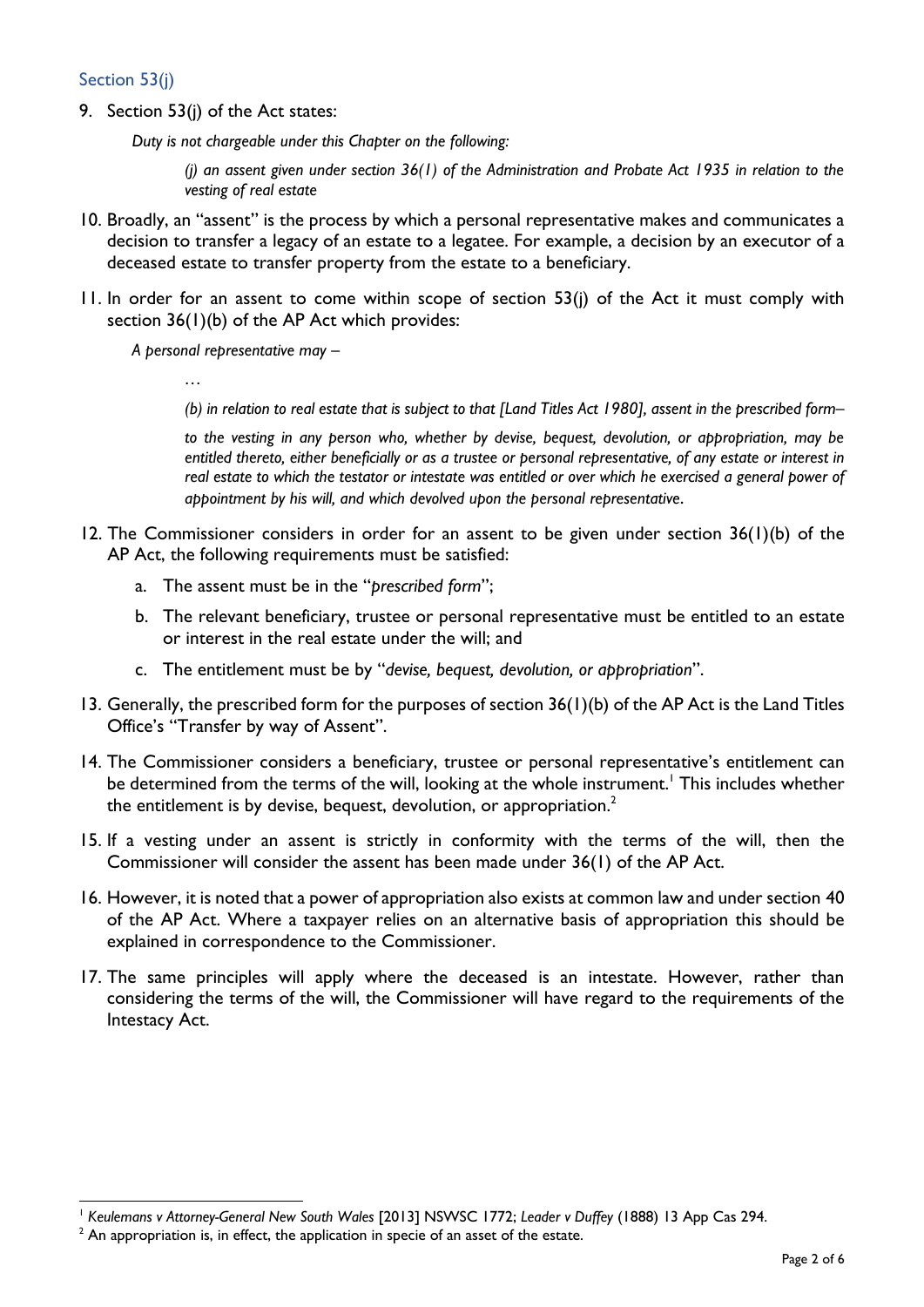## Section 53(j)

9. Section 53(j) of the Act states:

   *Duty is not chargeable under this Chapter on the following:*

   > *(j) an assent given under section 36(1) of the Administration and Probate Act 1935 in relation to the vesting of real estate*

10. Broadly, an "assent" is the process by which a personal representative makes and communicates a decision to transfer a legacy of an estate to a legatee. For example, a decision by an executor of a deceased estate to transfer property from the estate to a beneficiary.

11. In order for an assent to come within scope of section 53(j) of the Act it must comply with section 36(1)(b) of the AP Act which provides:

    *A personal representative may –*

    > …
    >
    > *(b) in relation to real estate that is subject to that [Land Titles Act 1980], assent in the prescribed form–*
    >
    > *to the vesting in any person who, whether by devise, bequest, devolution, or appropriation, may be entitled thereto, either beneficially or as a trustee or personal representative, of any estate or interest in real estate to which the testator or intestate was entitled or over which he exercised a general power of appointment by his will, and which devolved upon the personal representative.*

12. The Commissioner considers in order for an assent to be given under section 36(1)(b) of the AP Act, the following requirements must be satisfied:

    a. The assent must be in the "*prescribed form*";

    b. The relevant beneficiary, trustee or personal representative must be entitled to an estate or interest in the real estate under the will; and

    c. The entitlement must be by "*devise, bequest, devolution, or appropriation*".

13. Generally, the prescribed form for the purposes of section 36(1)(b) of the AP Act is the Land Titles Office's "Transfer by way of Assent".

14. The Commissioner considers a beneficiary, trustee or personal representative's entitlement can be determined from the terms of the will, looking at the whole instrument.[1] This includes whether the entitlement is by devise, bequest, devolution, or appropriation.[2]

15. If a vesting under an assent is strictly in conformity with the terms of the will, then the Commissioner will consider the assent has been made under 36(1) of the AP Act.

16. However, it is noted that a power of appropriation also exists at common law and under section 40 of the AP Act. Where a taxpayer relies on an alternative basis of appropriation this should be explained in correspondence to the Commissioner.

17. The same principles will apply where the deceased is an intestate. However, rather than considering the terms of the will, the Commissioner will have regard to the requirements of the Intestacy Act.

---

[1] *Keulemans v Attorney-General New South Wales* [2013] NSWSC 1772; *Leader v Duffey* (1888) 13 App Cas 294.

[2] An appropriation is, in effect, the application in specie of an asset of the estate.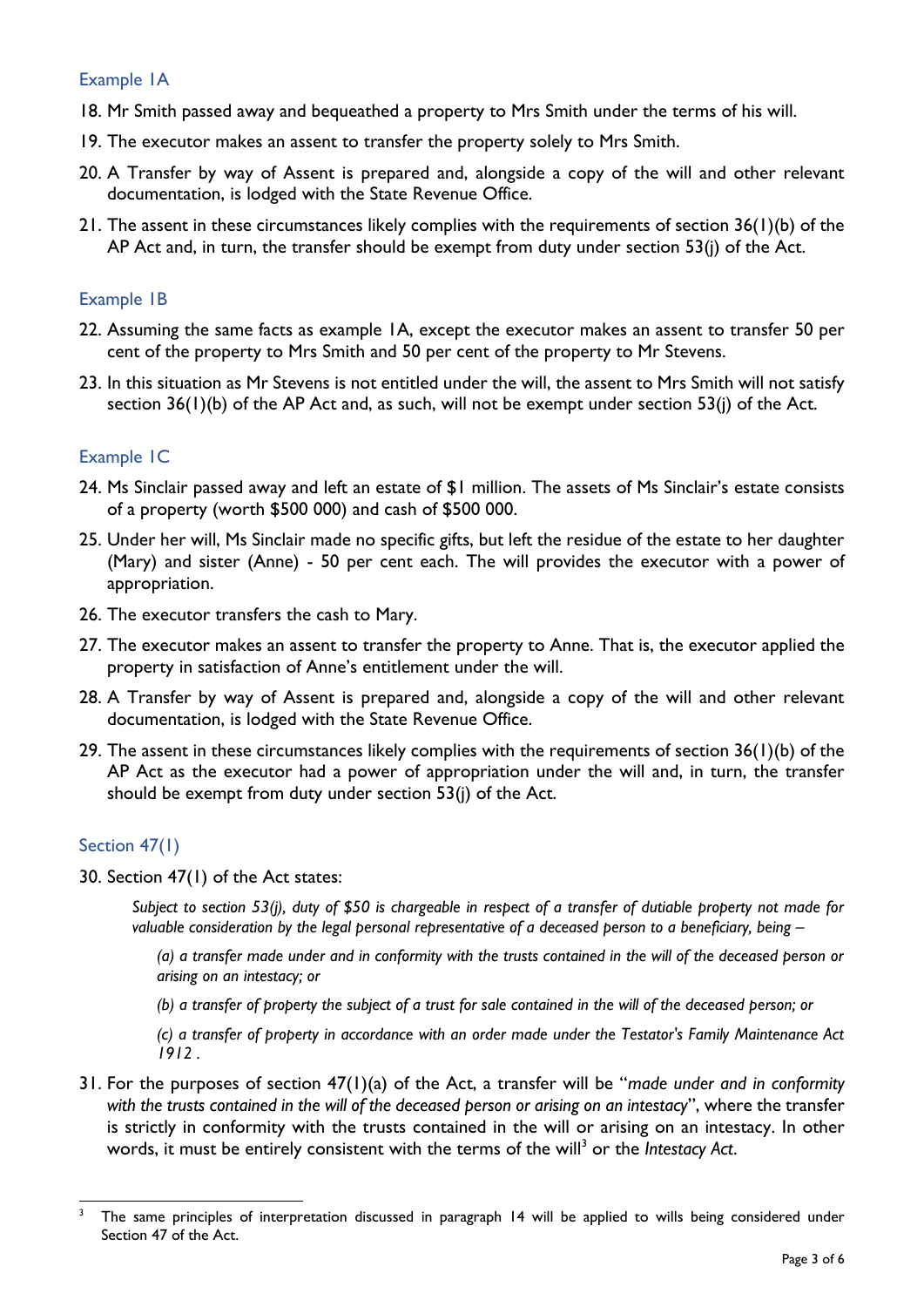### Example 1A

18. Mr Smith passed away and bequeathed a property to Mrs Smith under the terms of his will.

19. The executor makes an assent to transfer the property solely to Mrs Smith.

20. A Transfer by way of Assent is prepared and, alongside a copy of the will and other relevant documentation, is lodged with the State Revenue Office.

21. The assent in these circumstances likely complies with the requirements of section 36(1)(b) of the AP Act and, in turn, the transfer should be exempt from duty under section 53(j) of the Act.

### Example 1B

22. Assuming the same facts as example 1A, except the executor makes an assent to transfer 50 per cent of the property to Mrs Smith and 50 per cent of the property to Mr Stevens.

23. In this situation as Mr Stevens is not entitled under the will, the assent to Mrs Smith will not satisfy section 36(1)(b) of the AP Act and, as such, will not be exempt under section 53(j) of the Act.

### Example 1C

24. Ms Sinclair passed away and left an estate of $1 million. The assets of Ms Sinclair's estate consists of a property (worth $500 000) and cash of $500 000.

25. Under her will, Ms Sinclair made no specific gifts, but left the residue of the estate to her daughter (Mary) and sister (Anne) - 50 per cent each. The will provides the executor with a power of appropriation.

26. The executor transfers the cash to Mary.

27. The executor makes an assent to transfer the property to Anne. That is, the executor applied the property in satisfaction of Anne's entitlement under the will.

28. A Transfer by way of Assent is prepared and, alongside a copy of the will and other relevant documentation, is lodged with the State Revenue Office.

29. The assent in these circumstances likely complies with the requirements of section 36(1)(b) of the AP Act as the executor had a power of appropriation under the will and, in turn, the transfer should be exempt from duty under section 53(j) of the Act.

### Section 47(1)

30. Section 47(1) of the Act states:

> *Subject to section 53(j), duty of $50 is chargeable in respect of a transfer of dutiable property not made for valuable consideration by the legal personal representative of a deceased person to a beneficiary, being –*
>
> *(a) a transfer made under and in conformity with the trusts contained in the will of the deceased person or arising on an intestacy; or*
>
> *(b) a transfer of property the subject of a trust for sale contained in the will of the deceased person; or*
>
> *(c) a transfer of property in accordance with an order made under the Testator's Family Maintenance Act 1912 .*

31. For the purposes of section 47(1)(a) of the Act, a transfer will be "*made under and in conformity with the trusts contained in the will of the deceased person or arising on an intestacy*", where the transfer is strictly in conformity with the trusts contained in the will or arising on an intestacy. In other words, it must be entirely consistent with the terms of the will[3] or the *Intestacy Act*.

---

[3] The same principles of interpretation discussed in paragraph 14 will be applied to wills being considered under Section 47 of the Act.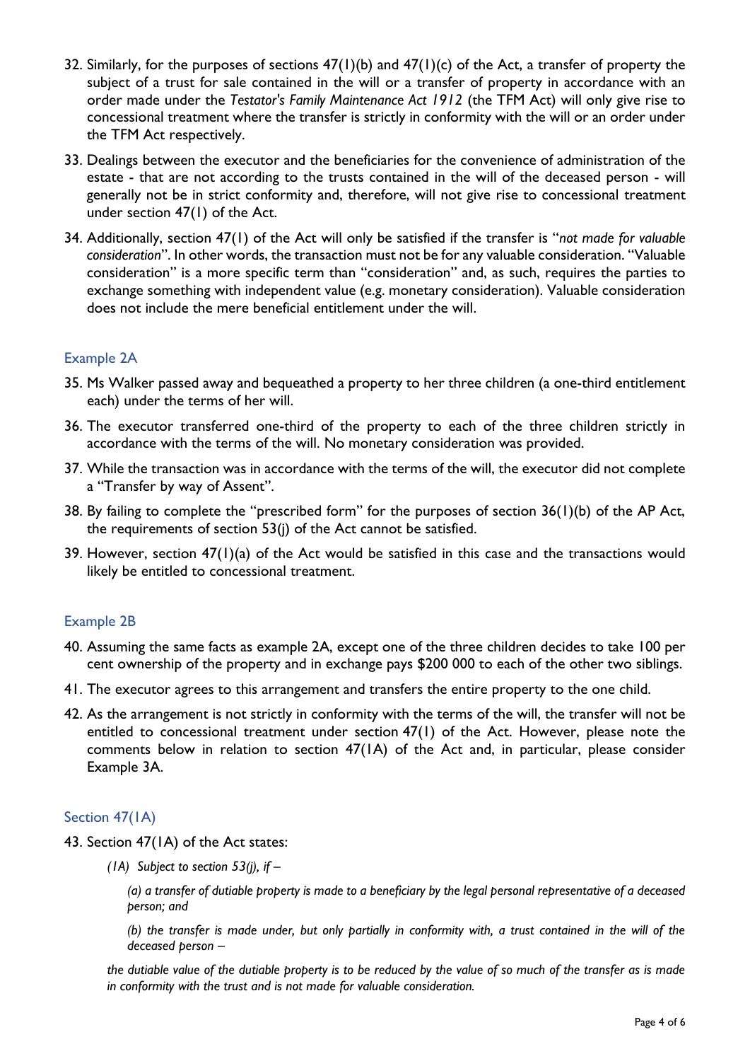32. Similarly, for the purposes of sections 47(1)(b) and 47(1)(c) of the Act, a transfer of property the subject of a trust for sale contained in the will or a transfer of property in accordance with an order made under the *Testator's Family Maintenance Act 1912* (the TFM Act) will only give rise to concessional treatment where the transfer is strictly in conformity with the will or an order under the TFM Act respectively.

33. Dealings between the executor and the beneficiaries for the convenience of administration of the estate - that are not according to the trusts contained in the will of the deceased person - will generally not be in strict conformity and, therefore, will not give rise to concessional treatment under section 47(1) of the Act.

34. Additionally, section 47(1) of the Act will only be satisfied if the transfer is "*not made for valuable consideration*". In other words, the transaction must not be for any valuable consideration. "Valuable consideration" is a more specific term than "consideration" and, as such, requires the parties to exchange something with independent value (e.g. monetary consideration). Valuable consideration does not include the mere beneficial entitlement under the will.

### Example 2A

35. Ms Walker passed away and bequeathed a property to her three children (a one-third entitlement each) under the terms of her will.

36. The executor transferred one-third of the property to each of the three children strictly in accordance with the terms of the will. No monetary consideration was provided.

37. While the transaction was in accordance with the terms of the will, the executor did not complete a "Transfer by way of Assent".

38. By failing to complete the "prescribed form" for the purposes of section 36(1)(b) of the AP Act, the requirements of section 53(j) of the Act cannot be satisfied.

39. However, section 47(1)(a) of the Act would be satisfied in this case and the transactions would likely be entitled to concessional treatment.

### Example 2B

40. Assuming the same facts as example 2A, except one of the three children decides to take 100 per cent ownership of the property and in exchange pays $200 000 to each of the other two siblings.

41. The executor agrees to this arrangement and transfers the entire property to the one child.

42. As the arrangement is not strictly in conformity with the terms of the will, the transfer will not be entitled to concessional treatment under section 47(1) of the Act. However, please note the comments below in relation to section 47(1A) of the Act and, in particular, please consider Example 3A.

### Section 47(1A)

43. Section 47(1A) of the Act states:

    *(1A) Subject to section 53(j), if –*

    *(a) a transfer of dutiable property is made to a beneficiary by the legal personal representative of a deceased person; and*

    *(b) the transfer is made under, but only partially in conformity with, a trust contained in the will of the deceased person –*

    *the dutiable value of the dutiable property is to be reduced by the value of so much of the transfer as is made in conformity with the trust and is not made for valuable consideration.*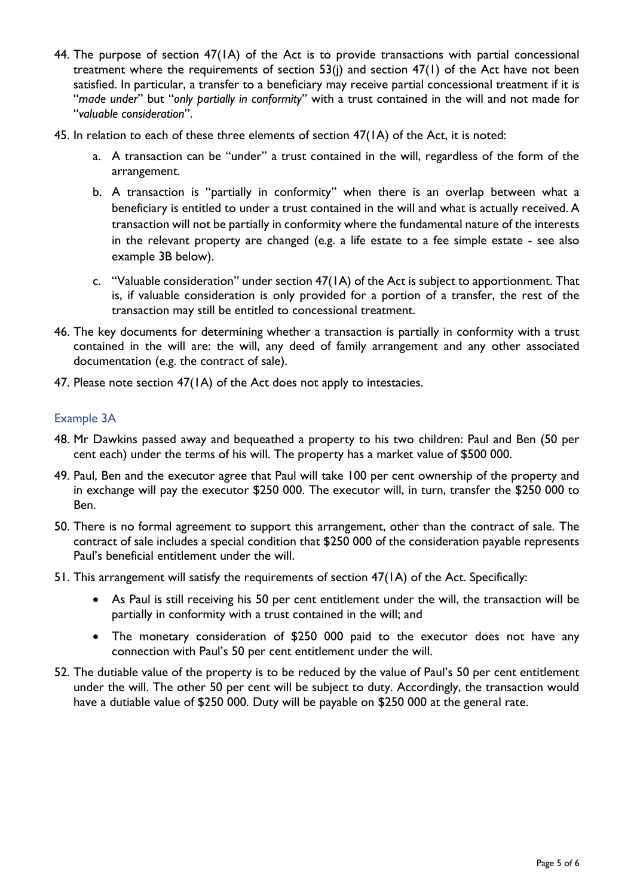44. The purpose of section 47(1A) of the Act is to provide transactions with partial concessional treatment where the requirements of section 53(j) and section 47(1) of the Act have not been satisfied. In particular, a transfer to a beneficiary may receive partial concessional treatment if it is "*made under*" but "*only partially in conformity*" with a trust contained in the will and not made for "*valuable consideration*".

45. In relation to each of these three elements of section 47(1A) of the Act, it is noted:

    a. A transaction can be "under" a trust contained in the will, regardless of the form of the arrangement.

    b. A transaction is "partially in conformity" when there is an overlap between what a beneficiary is entitled to under a trust contained in the will and what is actually received. A transaction will not be partially in conformity where the fundamental nature of the interests in the relevant property are changed (e.g. a life estate to a fee simple estate - see also example 3B below).

    c. "Valuable consideration" under section 47(1A) of the Act is subject to apportionment. That is, if valuable consideration is only provided for a portion of a transfer, the rest of the transaction may still be entitled to concessional treatment.

46. The key documents for determining whether a transaction is partially in conformity with a trust contained in the will are: the will, any deed of family arrangement and any other associated documentation (e.g. the contract of sale).

47. Please note section 47(1A) of the Act does not apply to intestacies.

### Example 3A

48. Mr Dawkins passed away and bequeathed a property to his two children: Paul and Ben (50 per cent each) under the terms of his will. The property has a market value of $500 000.

49. Paul, Ben and the executor agree that Paul will take 100 per cent ownership of the property and in exchange will pay the executor $250 000. The executor will, in turn, transfer the $250 000 to Ben.

50. There is no formal agreement to support this arrangement, other than the contract of sale. The contract of sale includes a special condition that $250 000 of the consideration payable represents Paul's beneficial entitlement under the will.

51. This arrangement will satisfy the requirements of section 47(1A) of the Act. Specifically:

    - As Paul is still receiving his 50 per cent entitlement under the will, the transaction will be partially in conformity with a trust contained in the will; and
    - The monetary consideration of $250 000 paid to the executor does not have any connection with Paul's 50 per cent entitlement under the will.

52. The dutiable value of the property is to be reduced by the value of Paul's 50 per cent entitlement under the will. The other 50 per cent will be subject to duty. Accordingly, the transaction would have a dutiable value of $250 000. Duty will be payable on $250 000 at the general rate.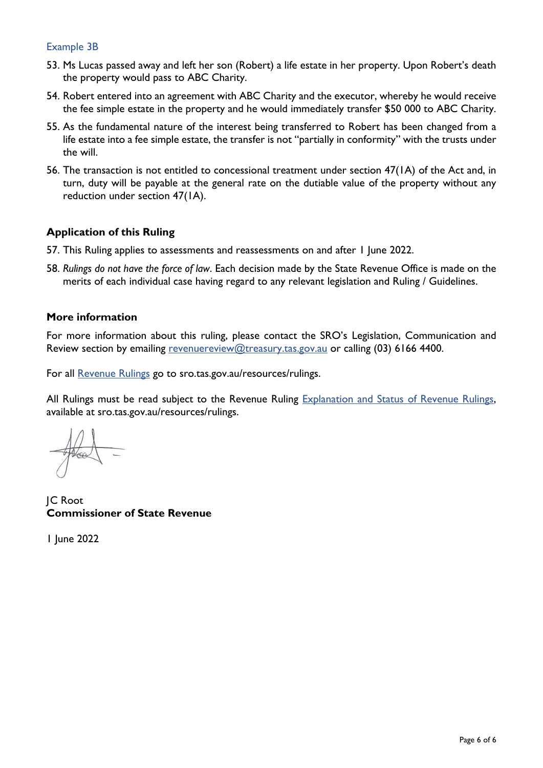### Example 3B

53. Ms Lucas passed away and left her son (Robert) a life estate in her property. Upon Robert's death the property would pass to ABC Charity.
54. Robert entered into an agreement with ABC Charity and the executor, whereby he would receive the fee simple estate in the property and he would immediately transfer $50 000 to ABC Charity.
55. As the fundamental nature of the interest being transferred to Robert has been changed from a life estate into a fee simple estate, the transfer is not "partially in conformity" with the trusts under the will.
56. The transaction is not entitled to concessional treatment under section 47(1A) of the Act and, in turn, duty will be payable at the general rate on the dutiable value of the property without any reduction under section 47(1A).

## Application of this Ruling

57. This Ruling applies to assessments and reassessments on and after 1 June 2022.
58. *Rulings do not have the force of law*. Each decision made by the State Revenue Office is made on the merits of each individual case having regard to any relevant legislation and Ruling / Guidelines.

## More information

For more information about this ruling, please contact the SRO's Legislation, Communication and Review section by emailing revenuereview@treasury.tas.gov.au or calling (03) 6166 4400.

For all Revenue Rulings go to sro.tas.gov.au/resources/rulings.

All Rulings must be read subject to the Revenue Ruling Explanation and Status of Revenue Rulings, available at sro.tas.gov.au/resources/rulings.

JC Root
**Commissioner of State Revenue**

1 June 2022